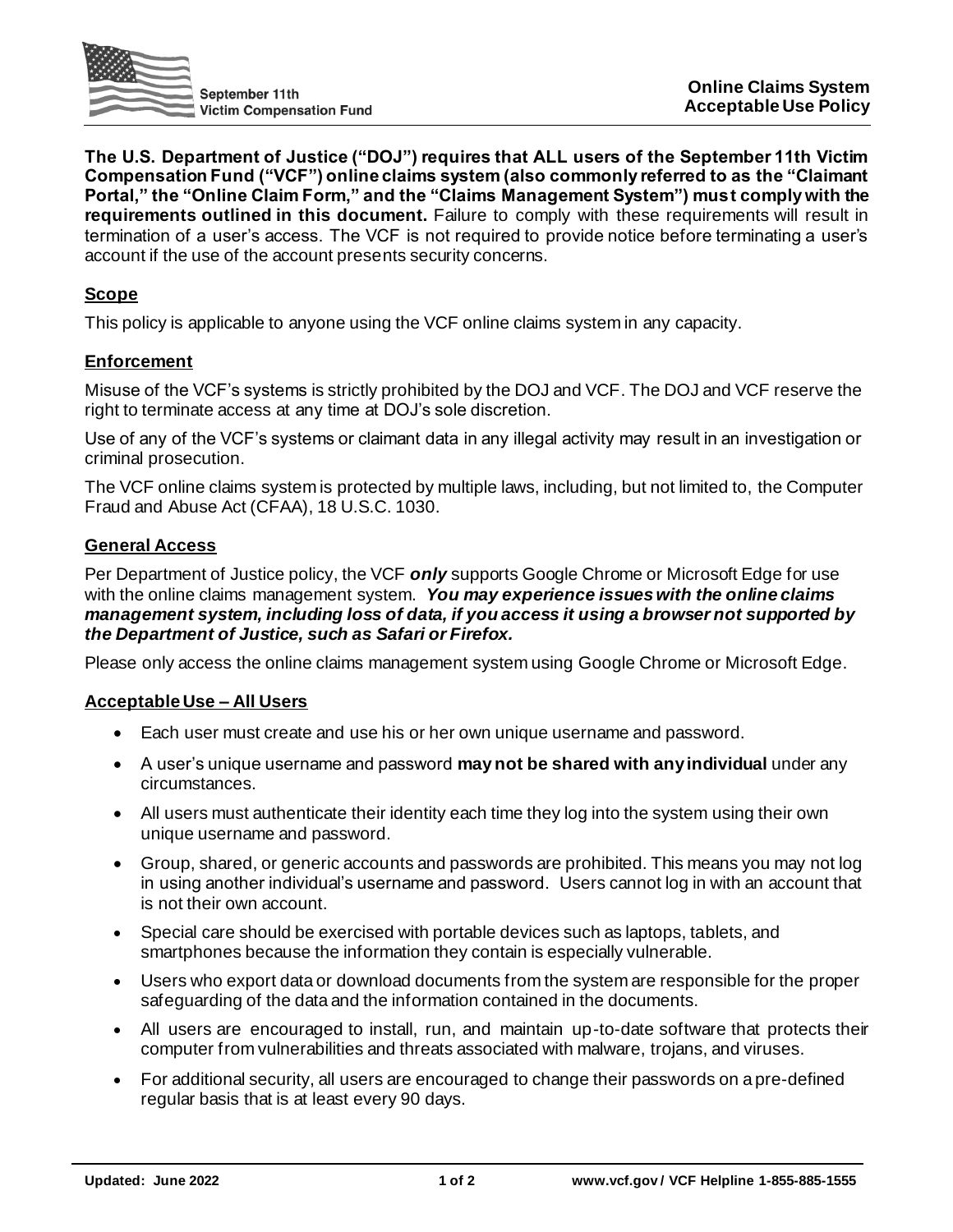September 11th Victim Compensation Fund

# Online Claims System Acceptable Use Policy

**The U.S. Department of Justice ("DOJ") requires that ALL users of the September 11th Victim Compensation Fund ("VCF") online claims system (also commonly referred to as the "Claimant Portal," the "Online Claim Form," and the "Claims Management System") must comply with the requirements outlined in this document.** Failure to comply with these requirements will result in termination of a user's access. The VCF is not required to provide notice before terminating a user's account if the use of the account presents security concerns.

## Scope

This policy is applicable to anyone using the VCF online claims system in any capacity.

## Enforcement

Misuse of the VCF's systems is strictly prohibited by the DOJ and VCF. The DOJ and VCF reserve the right to terminate access at any time at DOJ's sole discretion.

Use of any of the VCF's systems or claimant data in any illegal activity may result in an investigation or criminal prosecution.

The VCF online claims system is protected by multiple laws, including, but not limited to, the Computer Fraud and Abuse Act (CFAA), 18 U.S.C. 1030.

## General Access

Per Department of Justice policy, the VCF ***only*** supports Google Chrome or Microsoft Edge for use with the online claims management system. ***You may experience issues with the online claims management system, including loss of data, if you access it using a browser not supported by the Department of Justice, such as Safari or Firefox.***

Please only access the online claims management system using Google Chrome or Microsoft Edge.

## Acceptable Use – All Users

- Each user must create and use his or her own unique username and password.
- A user's unique username and password **may not be shared with any individual** under any circumstances.
- All users must authenticate their identity each time they log into the system using their own unique username and password.
- Group, shared, or generic accounts and passwords are prohibited. This means you may not log in using another individual's username and password. Users cannot log in with an account that is not their own account.
- Special care should be exercised with portable devices such as laptops, tablets, and smartphones because the information they contain is especially vulnerable.
- Users who export data or download documents from the system are responsible for the proper safeguarding of the data and the information contained in the documents.
- All users are encouraged to install, run, and maintain up-to-date software that protects their computer from vulnerabilities and threats associated with malware, trojans, and viruses.
- For additional security, all users are encouraged to change their passwords on a pre-defined regular basis that is at least every 90 days.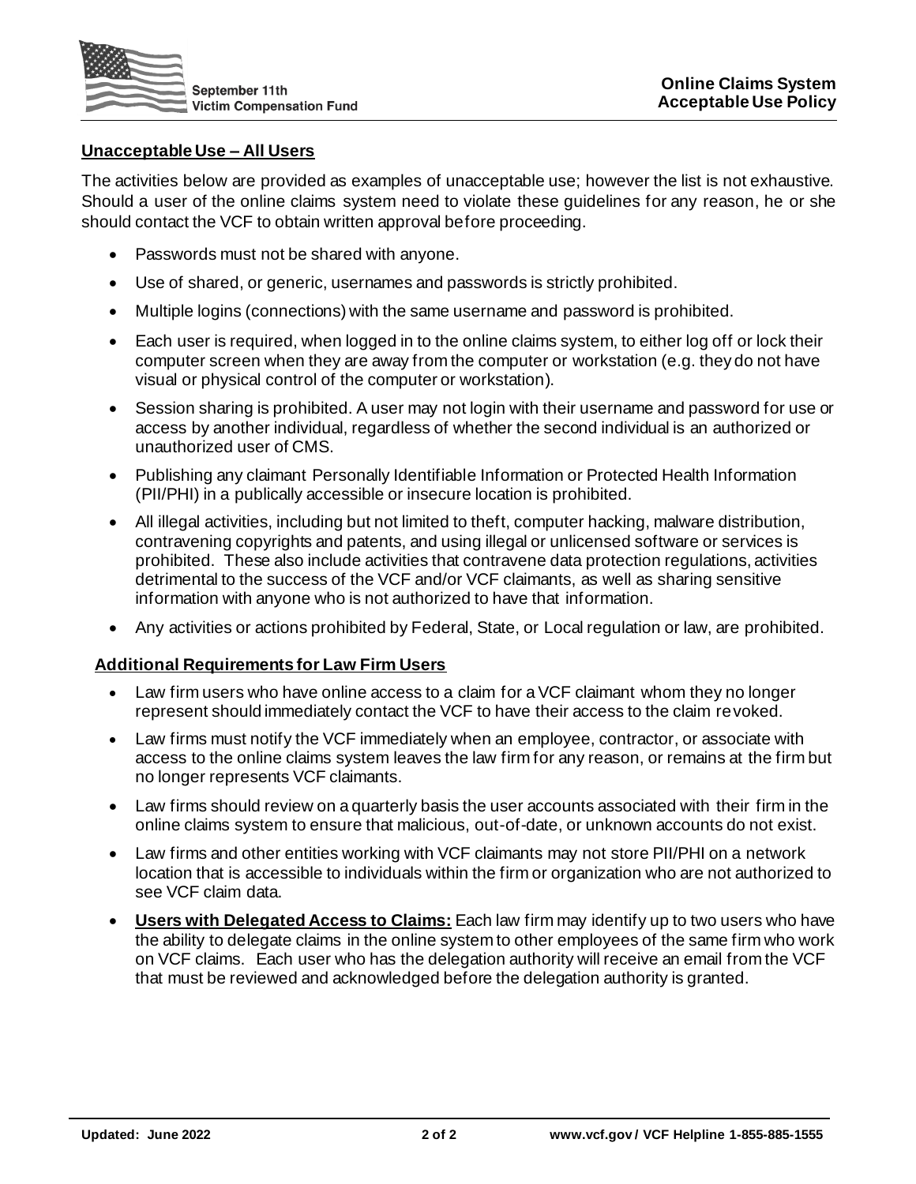## **Unacceptable Use – All Users**

The activities below are provided as examples of unacceptable use; however the list is not exhaustive. Should a user of the online claims system need to violate these guidelines for any reason, he or she should contact the VCF to obtain written approval before proceeding.

- Passwords must not be shared with anyone.
- Use of shared, or generic, usernames and passwords is strictly prohibited.
- Multiple logins (connections) with the same username and password is prohibited.
- Each user is required, when logged in to the online claims system, to either log off or lock their computer screen when they are away from the computer or workstation (e.g. they do not have visual or physical control of the computer or workstation).
- Session sharing is prohibited. A user may not login with their username and password for use or access by another individual, regardless of whether the second individual is an authorized or unauthorized user of CMS.
- Publishing any claimant Personally Identifiable Information or Protected Health Information (PII/PHI) in a publically accessible or insecure location is prohibited.
- All illegal activities, including but not limited to theft, computer hacking, malware distribution, contravening copyrights and patents, and using illegal or unlicensed software or services is prohibited. These also include activities that contravene data protection regulations, activities detrimental to the success of the VCF and/or VCF claimants, as well as sharing sensitive information with anyone who is not authorized to have that information.
- Any activities or actions prohibited by Federal, State, or Local regulation or law, are prohibited.

### **Additional Requirements for Law Firm Users**

- Law firm users who have online access to a claim for a VCF claimant whom they no longer represent should immediately contact the VCF to have their access to the claim revoked.
- Law firms must notify the VCF immediately when an employee, contractor, or associate with access to the online claims system leaves the law firm for any reason, or remains at the firm but no longer represents VCF claimants.
- Law firms should review on a quarterly basis the user accounts associated with their firm in the online claims system to ensure that malicious, out-of-date, or unknown accounts do not exist.
- Law firms and other entities working with VCF claimants may not store PII/PHI on a network location that is accessible to individuals within the firm or organization who are not authorized to see VCF claim data.
- **Users with Delegated Access to Claims:** Each law firm may identify up to two users who have the ability to delegate claims in the online system to other employees of the same firm who work on VCF claims. Each user who has the delegation authority will receive an email from the VCF that must be reviewed and acknowledged before the delegation authority is granted.